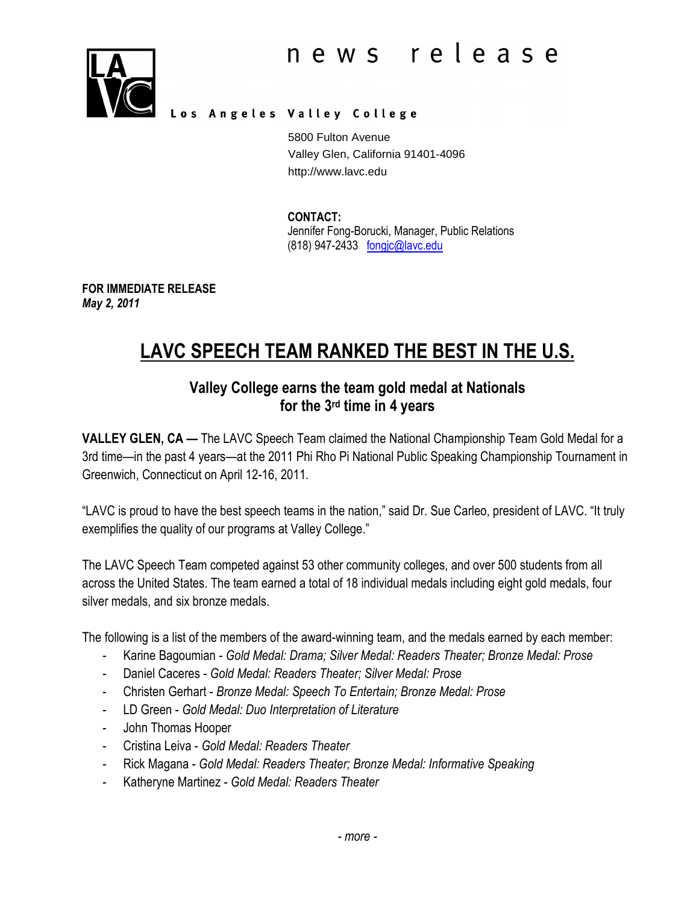# news release

**Los Angeles Valley College**

5800 Fulton Avenue
Valley Glen, California 91401-4096
http://www.lavc.edu

**CONTACT:**
Jennifer Fong-Borucki, Manager, Public Relations
(818) 947-2433 fongjc@lavc.edu

**FOR IMMEDIATE RELEASE**
***May 2, 2011***

# LAVC SPEECH TEAM RANKED THE BEST IN THE U.S.

## Valley College earns the team gold medal at Nationals for the 3rd time in 4 years

**VALLEY GLEN, CA —** The LAVC Speech Team claimed the National Championship Team Gold Medal for a 3rd time—in the past 4 years—at the 2011 Phi Rho Pi National Public Speaking Championship Tournament in Greenwich, Connecticut on April 12-16, 2011.

"LAVC is proud to have the best speech teams in the nation," said Dr. Sue Carleo, president of LAVC. "It truly exemplifies the quality of our programs at Valley College."

The LAVC Speech Team competed against 53 other community colleges, and over 500 students from all across the United States. The team earned a total of 18 individual medals including eight gold medals, four silver medals, and six bronze medals.

The following is a list of the members of the award-winning team, and the medals earned by each member:

- Karine Bagoumian - *Gold Medal: Drama; Silver Medal: Readers Theater; Bronze Medal: Prose*
- Daniel Caceres - *Gold Medal: Readers Theater; Silver Medal: Prose*
- Christen Gerhart - *Bronze Medal: Speech To Entertain; Bronze Medal: Prose*
- LD Green - *Gold Medal: Duo Interpretation of Literature*
- John Thomas Hooper
- Cristina Leiva - *Gold Medal: Readers Theater*
- Rick Magana - *Gold Medal: Readers Theater; Bronze Medal: Informative Speaking*
- Katheryne Martinez - *Gold Medal: Readers Theater*

*- more -*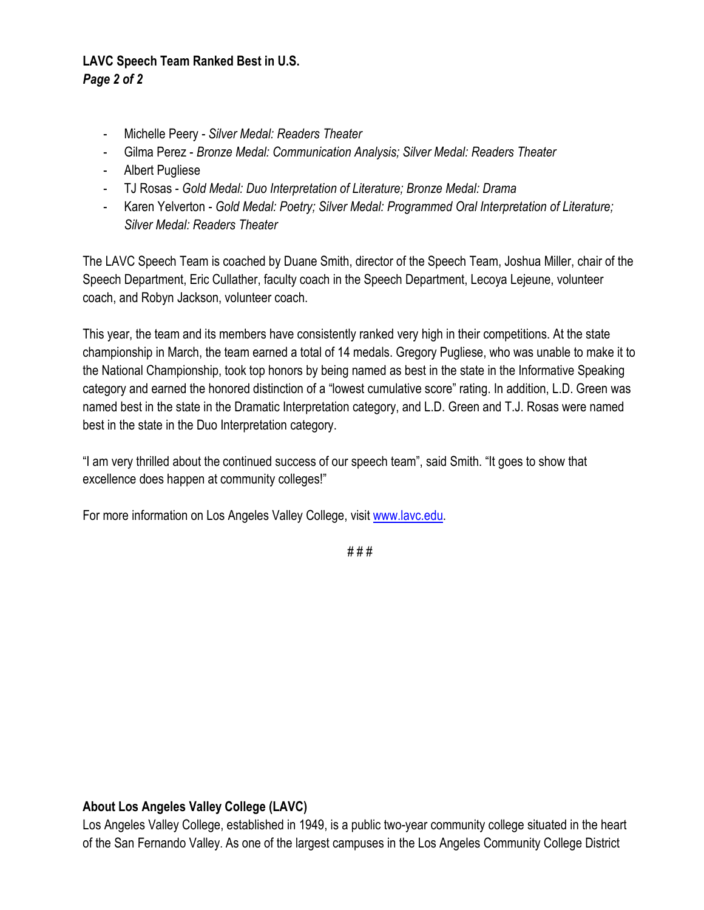- Michelle Peery - *Silver Medal: Readers Theater*
- Gilma Perez - *Bronze Medal: Communication Analysis; Silver Medal: Readers Theater*
- Albert Pugliese
- TJ Rosas - *Gold Medal: Duo Interpretation of Literature; Bronze Medal: Drama*
- Karen Yelverton - *Gold Medal: Poetry; Silver Medal: Programmed Oral Interpretation of Literature; Silver Medal: Readers Theater*

The LAVC Speech Team is coached by Duane Smith, director of the Speech Team, Joshua Miller, chair of the Speech Department, Eric Cullather, faculty coach in the Speech Department, Lecoya Lejeune, volunteer coach, and Robyn Jackson, volunteer coach.

This year, the team and its members have consistently ranked very high in their competitions. At the state championship in March, the team earned a total of 14 medals. Gregory Pugliese, who was unable to make it to the National Championship, took top honors by being named as best in the state in the Informative Speaking category and earned the honored distinction of a "lowest cumulative score" rating. In addition, L.D. Green was named best in the state in the Dramatic Interpretation category, and L.D. Green and T.J. Rosas were named best in the state in the Duo Interpretation category.

"I am very thrilled about the continued success of our speech team", said Smith. "It goes to show that excellence does happen at community colleges!"

For more information on Los Angeles Valley College, visit [www.lavc.edu](http://www.lavc.edu).

# # #

**About Los Angeles Valley College (LAVC)**
Los Angeles Valley College, established in 1949, is a public two-year community college situated in the heart of the San Fernando Valley. As one of the largest campuses in the Los Angeles Community College District